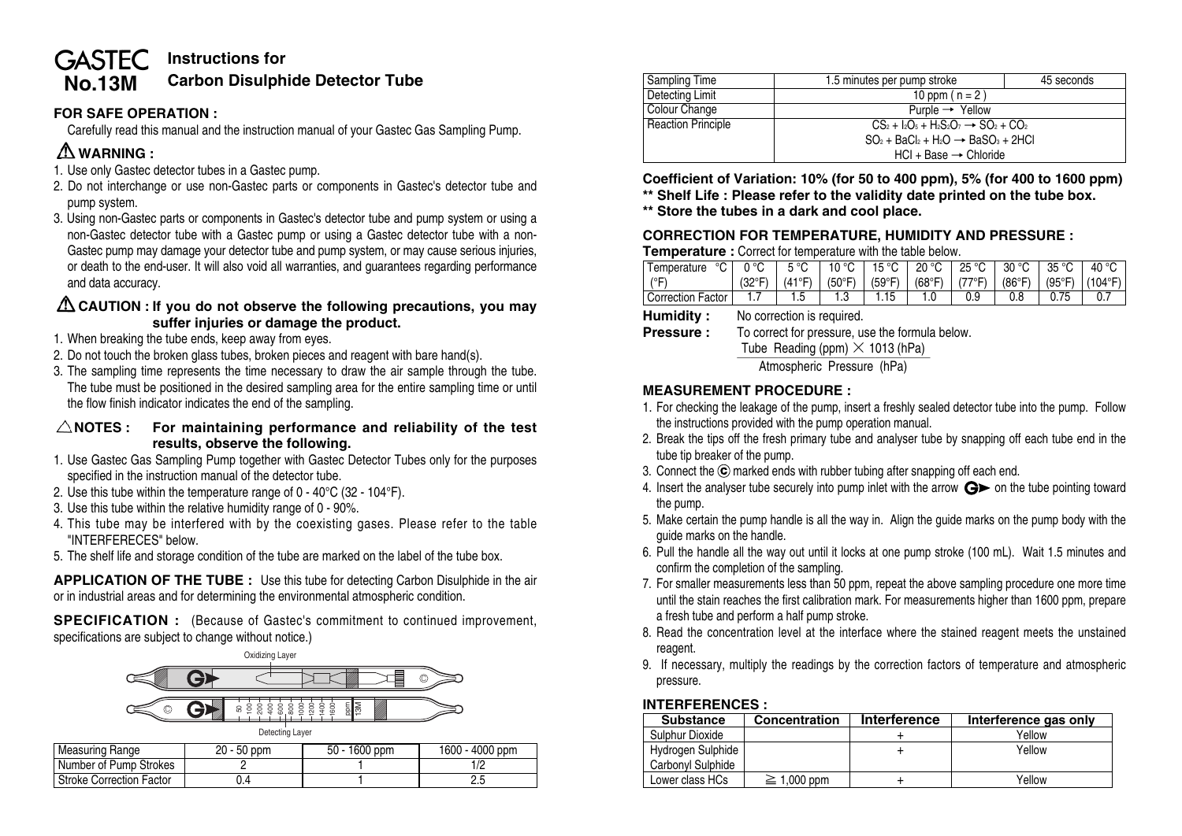# GASTEC No.13M

## Instructions for Carbon Disulphide Detector Tube

### FOR SAFE OPERATION :

Carefully read this manual and the instruction manual of your Gastec Gas Sampling Pump.

### ⚠ WARNING :

1. Use only Gastec detector tubes in a Gastec pump.
2. Do not interchange or use non-Gastec parts or components in Gastec's detector tube and pump system.
3. Using non-Gastec parts or components in Gastec's detector tube and pump system or using a non-Gastec detector tube with a Gastec pump or using a Gastec detector tube with a non-Gastec pump may damage your detector tube and pump system, or may cause serious injuries, or death to the end-user. It will also void all warranties, and guarantees regarding performance and data accuracy.

### ⚠ CAUTION : If you do not observe the following precautions, you may suffer injuries or damage the product.

1. When breaking the tube ends, keep away from eyes.
2. Do not touch the broken glass tubes, broken pieces and reagent with bare hand(s).
3. The sampling time represents the time necessary to draw the air sample through the tube. The tube must be positioned in the desired sampling area for the entire sampling time or until the flow finish indicator indicates the end of the sampling.

### △NOTES : For maintaining performance and reliability of the test results, observe the following.

1. Use Gastec Gas Sampling Pump together with Gastec Detector Tubes only for the purposes specified in the instruction manual of the detector tube.
2. Use this tube within the temperature range of 0 - 40°C (32 - 104°F).
3. Use this tube within the relative humidity range of 0 - 90%.
4. This tube may be interfered with by the coexisting gases. Please refer to the table "INTERFERECES" below.
5. The shelf life and storage condition of the tube are marked on the label of the tube box.

**APPLICATION OF THE TUBE :** Use this tube for detecting Carbon Disulphide in the air or in industrial areas and for determining the environmental atmospheric condition.

**SPECIFICATION :** (Because of Gastec's commitment to continued improvement, specifications are subject to change without notice.)

Oxidizing Layer

50 100 200 400 600 800 1000 1200 1400 1600 ppm 13M

Detecting Layer

| Measuring Range | 20 - 50 ppm | 50 - 1600 ppm | 1600 - 4000 ppm |
|---|---|---|---|
| Number of Pump Strokes | 2 | 1 | 1/2 |
| Stroke Correction Factor | 0.4 | 1 | 2.5 |
| Sampling Time | 1.5 minutes per pump stroke | | 45 seconds |
| Detecting Limit | 10 ppm ( n = 2 ) | | |
| Colour Change | Purple → Yellow | | |
| Reaction Principle | $CS_2 + I_2O_5 + H_2S_2O_7 \rightarrow SO_2 + CO_2$<br>$SO_2 + BaCl_2 + H_2O \rightarrow BaSO_3 + 2HCl$<br>HCl + Base → Chloride | | |

**Coefficient of Variation: 10% (for 50 to 400 ppm), 5% (for 400 to 1600 ppm)**
**\*\* Shelf Life : Please refer to the validity date printed on the tube box.**
**\*\* Store the tubes in a dark and cool place.**

### CORRECTION FOR TEMPERATURE, HUMIDITY AND PRESSURE :

**Temperature :** Correct for temperature with the table below.

| Temperature °C (°F) | 0 °C (32°F) | 5 °C (41°F) | 10 °C (50°F) | 15 °C (59°F) | 20 °C (68°F) | 25 °C (77°F) | 30 °C (86°F) | 35 °C (95°F) | 40 °C (104°F) |
|---|---|---|---|---|---|---|---|---|---|
| Correction Factor | 1.7 | 1.5 | 1.3 | 1.15 | 1.0 | 0.9 | 0.8 | 0.75 | 0.7 |

**Humidity :** No correction is required.

**Pressure :** To correct for pressure, use the formula below.

$$\frac{\text{Tube Reading (ppm)} \times 1013 \text{ (hPa)}}{\text{Atmospheric Pressure (hPa)}}$$

### MEASUREMENT PROCEDURE :

1. For checking the leakage of the pump, insert a freshly sealed detector tube into the pump. Follow the instructions provided with the pump operation manual.
2. Break the tips off the fresh primary tube and analyser tube by snapping off each tube end in the tube tip breaker of the pump.
3. Connect the © marked ends with rubber tubing after snapping off each end.
4. Insert the analyser tube securely into pump inlet with the arrow G► on the tube pointing toward the pump.
5. Make certain the pump handle is all the way in. Align the guide marks on the pump body with the guide marks on the handle.
6. Pull the handle all the way out until it locks at one pump stroke (100 mL). Wait 1.5 minutes and confirm the completion of the sampling.
7. For smaller measurements less than 50 ppm, repeat the above sampling procedure one more time until the stain reaches the first calibration mark. For measurements higher than 1600 ppm, prepare a fresh tube and perform a half pump stroke.
8. Read the concentration level at the interface where the stained reagent meets the unstained reagent.
9. If necessary, multiply the readings by the correction factors of temperature and atmospheric pressure.

### INTERFERENCES :

| Substance | Concentration | Interference | Interference gas only |
|---|---|---|---|
| Sulphur Dioxide | | + | Yellow |
| Hydrogen Sulphide<br>Carbonyl Sulphide | | + | Yellow |
| Lower class HCs | ≧ 1,000 ppm | + | Yellow |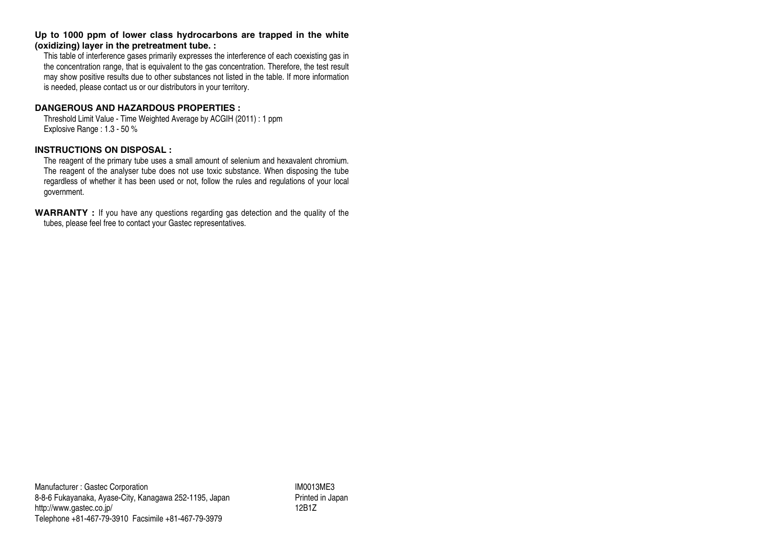**Up to 1000 ppm of lower class hydrocarbons are trapped in the white (oxidizing) layer in the pretreatment tube. :**

This table of interference gases primarily expresses the interference of each coexisting gas in the concentration range, that is equivalent to the gas concentration. Therefore, the test result may show positive results due to other substances not listed in the table. If more information is needed, please contact us or our distributors in your territory.

**DANGEROUS AND HAZARDOUS PROPERTIES :**

Threshold Limit Value - Time Weighted Average by ACGIH (2011) : 1 ppm
Explosive Range : 1.3 - 50 %

**INSTRUCTIONS ON DISPOSAL :**

The reagent of the primary tube uses a small amount of selenium and hexavalent chromium. The reagent of the analyser tube does not use toxic substance. When disposing the tube regardless of whether it has been used or not, follow the rules and regulations of your local government.

**WARRANTY :** If you have any questions regarding gas detection and the quality of the tubes, please feel free to contact your Gastec representatives.

Manufacturer : Gastec Corporation
8-8-6 Fukayanaka, Ayase-City, Kanagawa 252-1195, Japan
http://www.gastec.co.jp/
Telephone +81-467-79-3910 Facsimile +81-467-79-3979

IM0013ME3
Printed in Japan
12B1Z